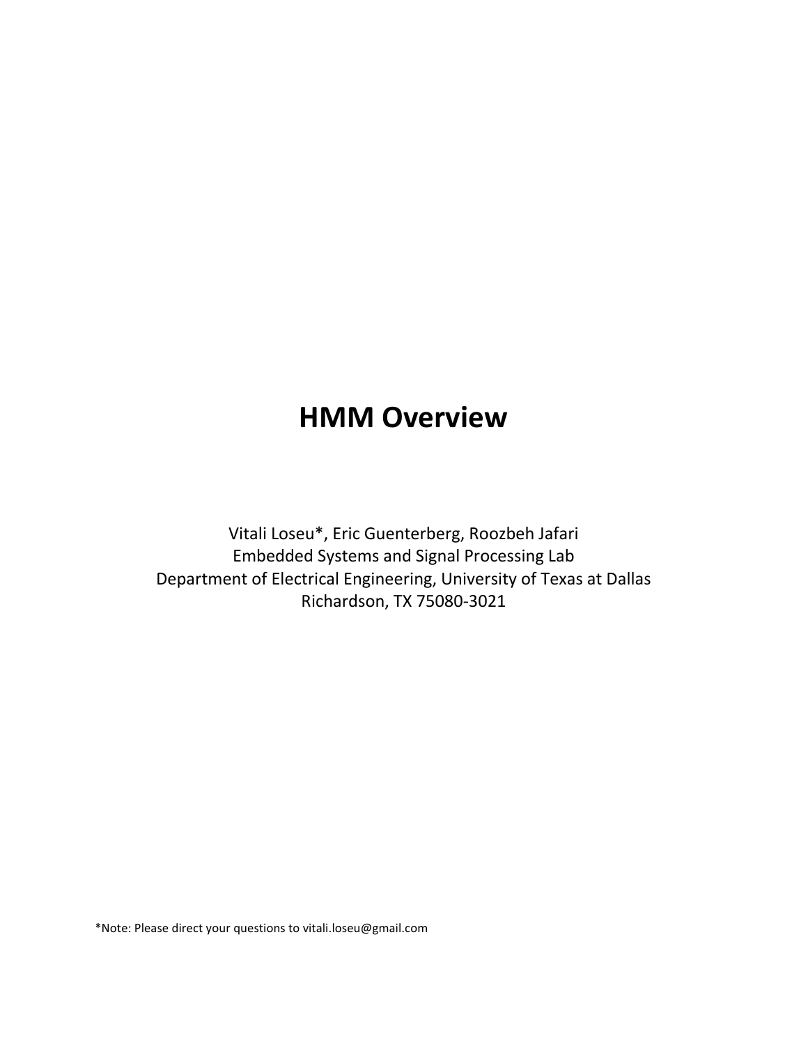# HMM Overview

Vitali Loseu*, Eric Guenterberg, Roozbeh Jafari
Embedded Systems and Signal Processing Lab
Department of Electrical Engineering, University of Texas at Dallas
Richardson, TX 75080-3021

*Note: Please direct your questions to vitali.loseu@gmail.com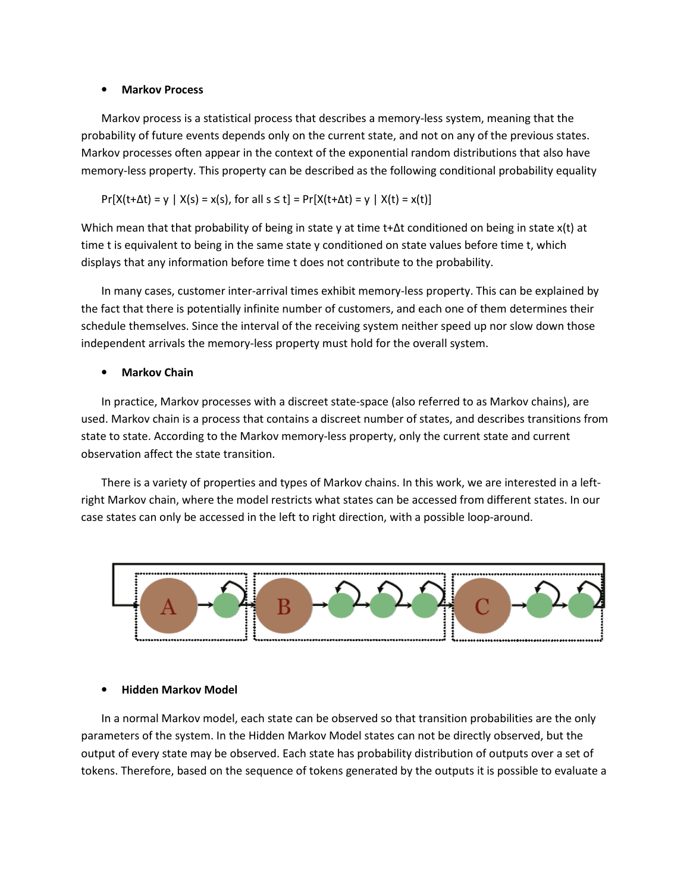- **Markov Process**

Markov process is a statistical process that describes a memory-less system, meaning that the probability of future events depends only on the current state, and not on any of the previous states. Markov processes often appear in the context of the exponential random distributions that also have memory-less property. This property can be described as the following conditional probability equality

$$\Pr[X(t+\Delta t) = y \mid X(s) = x(s), \text{ for all } s \leq t] = \Pr[X(t+\Delta t) = y \mid X(t) = x(t)]$$

Which mean that that probability of being in state y at time t+Δt conditioned on being in state x(t) at time t is equivalent to being in the same state y conditioned on state values before time t, which displays that any information before time t does not contribute to the probability.

In many cases, customer inter-arrival times exhibit memory-less property. This can be explained by the fact that there is potentially infinite number of customers, and each one of them determines their schedule themselves. Since the interval of the receiving system neither speed up nor slow down those independent arrivals the memory-less property must hold for the overall system.

- **Markov Chain**

In practice, Markov processes with a discreet state-space (also referred to as Markov chains), are used. Markov chain is a process that contains a discreet number of states, and describes transitions from state to state. According to the Markov memory-less property, only the current state and current observation affect the state transition.

There is a variety of properties and types of Markov chains. In this work, we are interested in a left-right Markov chain, where the model restricts what states can be accessed from different states. In our case states can only be accessed in the left to right direction, with a possible loop-around.

- **Hidden Markov Model**

In a normal Markov model, each state can be observed so that transition probabilities are the only parameters of the system. In the Hidden Markov Model states can not be directly observed, but the output of every state may be observed. Each state has probability distribution of outputs over a set of tokens. Therefore, based on the sequence of tokens generated by the outputs it is possible to evaluate a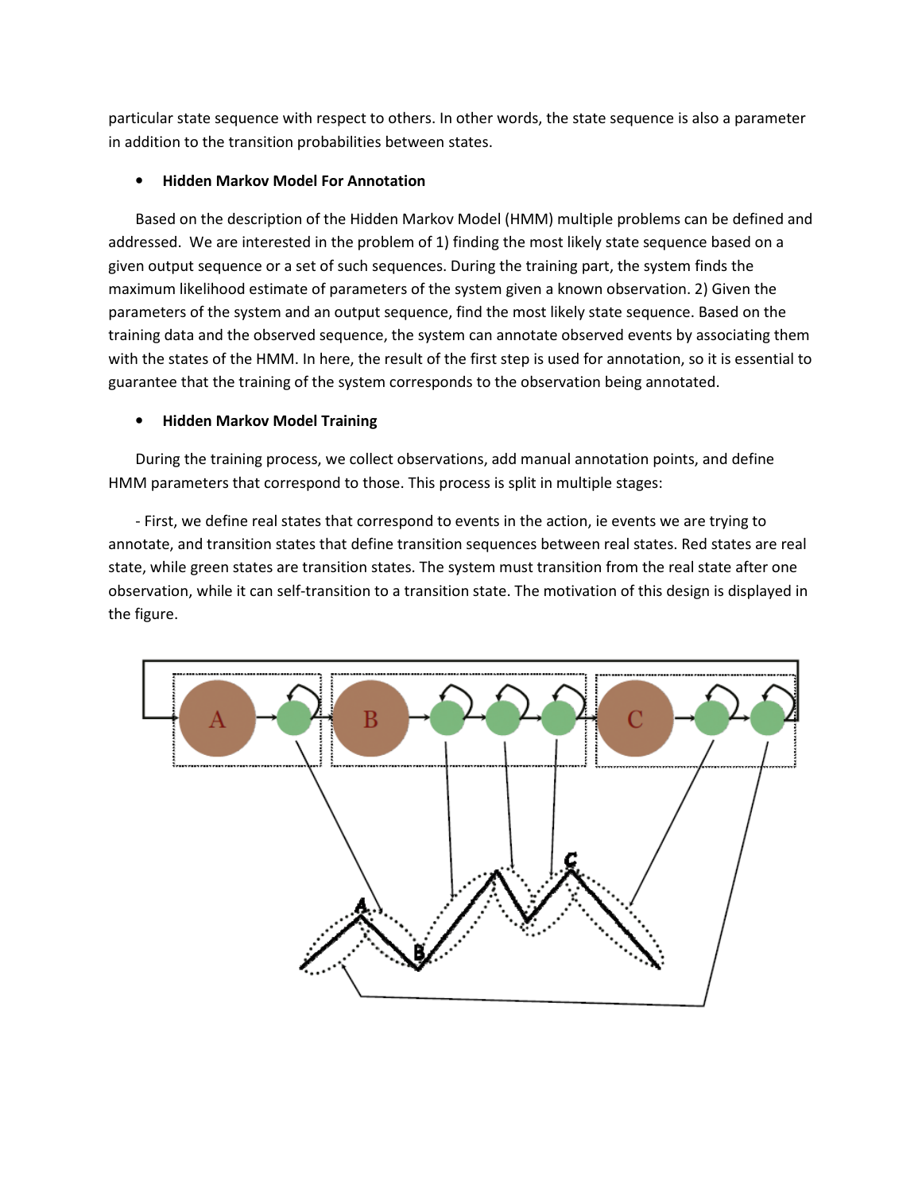particular state sequence with respect to others. In other words, the state sequence is also a parameter in addition to the transition probabilities between states.

- **Hidden Markov Model For Annotation**

Based on the description of the Hidden Markov Model (HMM) multiple problems can be defined and addressed. We are interested in the problem of 1) finding the most likely state sequence based on a given output sequence or a set of such sequences. During the training part, the system finds the maximum likelihood estimate of parameters of the system given a known observation. 2) Given the parameters of the system and an output sequence, find the most likely state sequence. Based on the training data and the observed sequence, the system can annotate observed events by associating them with the states of the HMM. In here, the result of the first step is used for annotation, so it is essential to guarantee that the training of the system corresponds to the observation being annotated.

- **Hidden Markov Model Training**

During the training process, we collect observations, add manual annotation points, and define HMM parameters that correspond to those. This process is split in multiple stages:

- First, we define real states that correspond to events in the action, ie events we are trying to annotate, and transition states that define transition sequences between real states. Red states are real state, while green states are transition states. The system must transition from the real state after one observation, while it can self-transition to a transition state. The motivation of this design is displayed in the figure.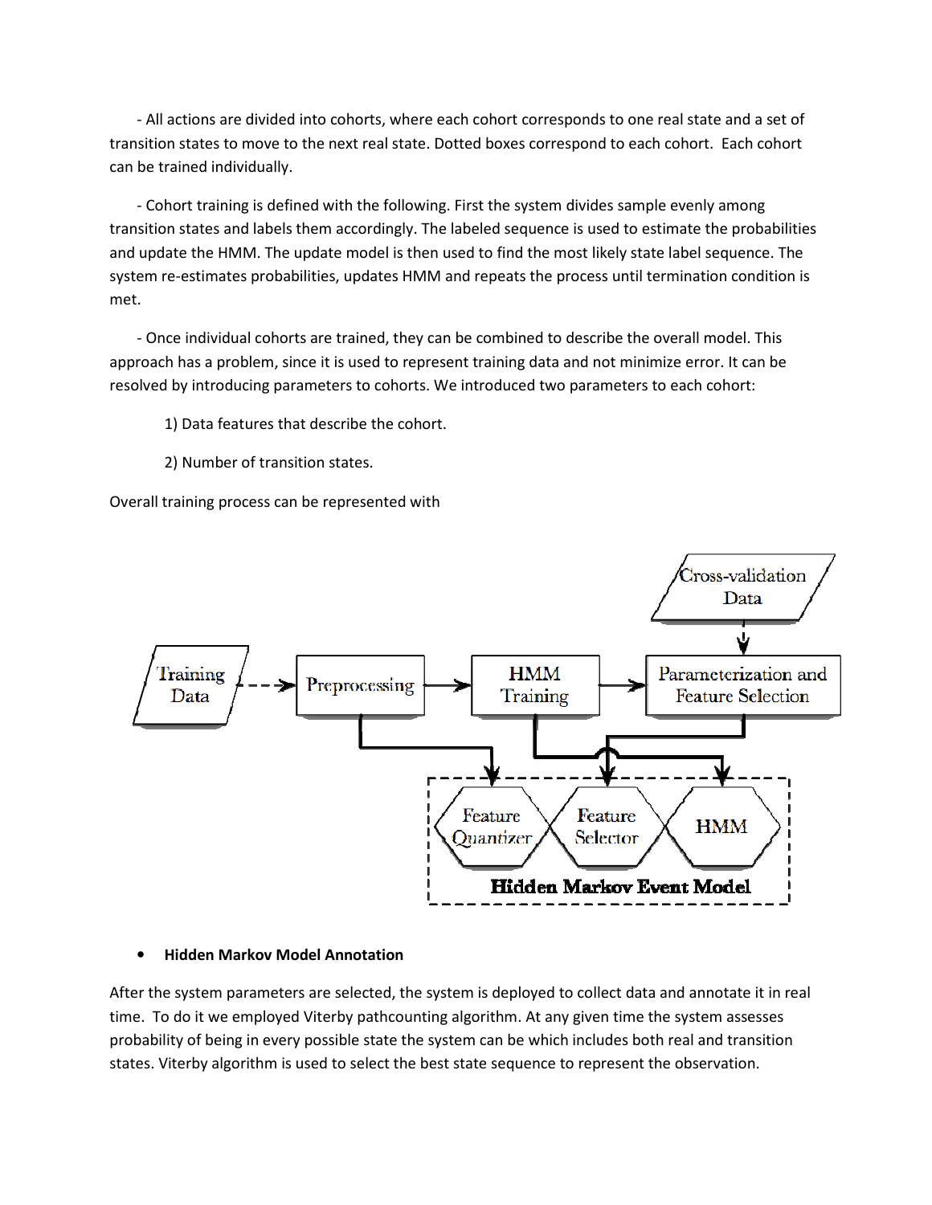- All actions are divided into cohorts, where each cohort corresponds to one real state and a set of transition states to move to the next real state. Dotted boxes correspond to each cohort. Each cohort can be trained individually.

- Cohort training is defined with the following. First the system divides sample evenly among transition states and labels them accordingly. The labeled sequence is used to estimate the probabilities and update the HMM. The update model is then used to find the most likely state label sequence. The system re-estimates probabilities, updates HMM and repeats the process until termination condition is met.

- Once individual cohorts are trained, they can be combined to describe the overall model. This approach has a problem, since it is used to represent training data and not minimize error. It can be resolved by introducing parameters to cohorts. We introduced two parameters to each cohort:

1) Data features that describe the cohort.

2) Number of transition states.

Overall training process can be represented with

Cross-validation Data

Training Data

Preprocessing

HMM Training

Parameterization and Feature Selection

Feature Quantizer

Feature Selector

HMM

Hidden Markov Event Model

- **Hidden Markov Model Annotation**

After the system parameters are selected, the system is deployed to collect data and annotate it in real time. To do it we employed Viterby pathcounting algorithm. At any given time the system assesses probability of being in every possible state the system can be which includes both real and transition states. Viterby algorithm is used to select the best state sequence to represent the observation.